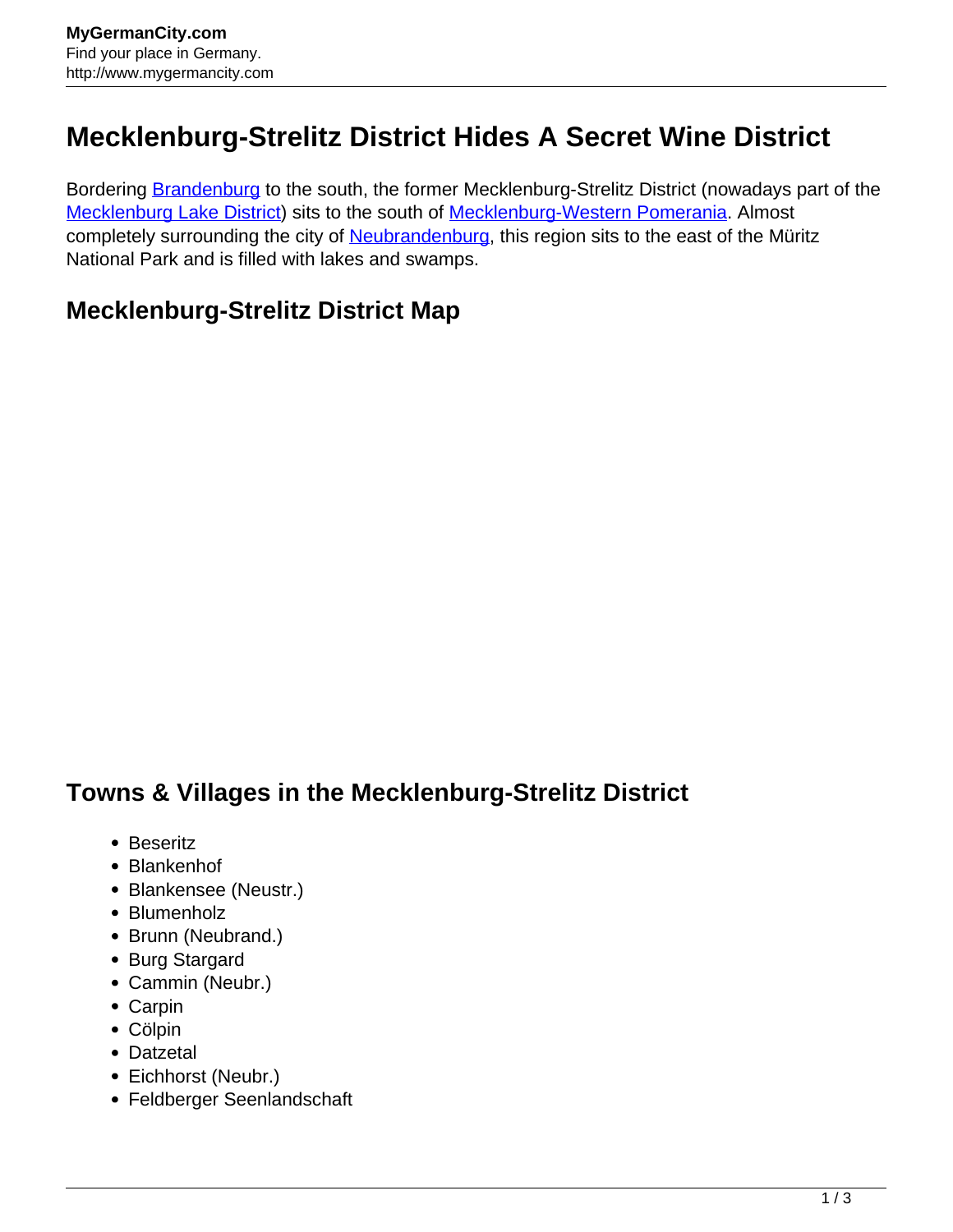# Mecklenburg-Strelitz District Hides A Secret Wine District

Bordering Brandenburg to the south, the former Mecklenburg-Strelitz District (nowadays part of the Mecklenburg Lake District) sits to the south of Mecklenburg-Western Pomerania. Almost completely surrounding the city of Neubrandenburg, this region sits to the east of the Müritz National Park and is filled with lakes and swamps.

## Mecklenburg-Strelitz District Map

## Towns & Villages in the Mecklenburg-Strelitz District

- Beseritz
- Blankenhof
- Blankensee (Neustr.)
- Blumenholz
- Brunn (Neubrand.)
- Burg Stargard
- Cammin (Neubr.)
- Carpin
- Cölpin
- Datzetal
- Eichhorst (Neubr.)
- Feldberger Seenlandschaft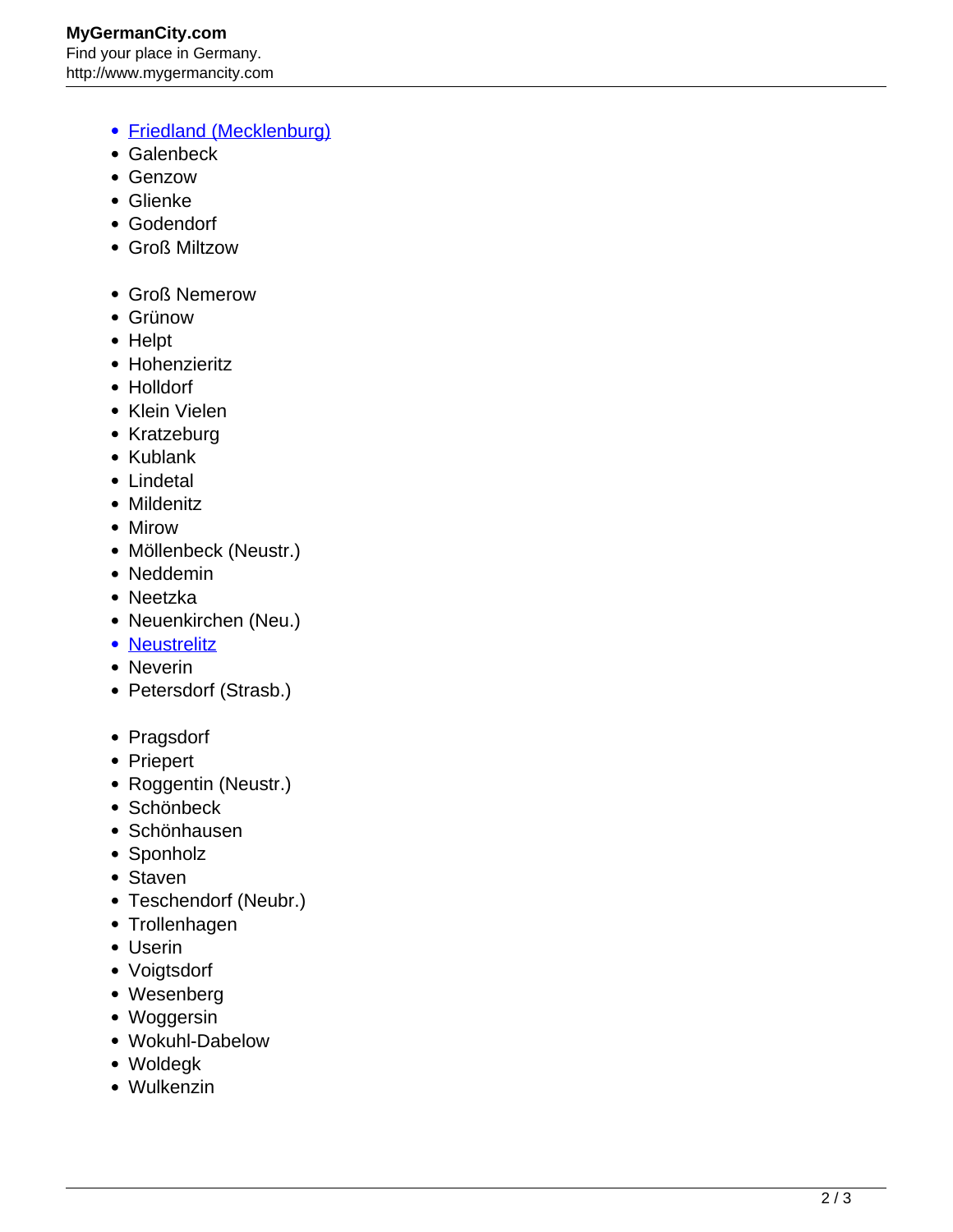- [Friedland (Mecklenburg)]
- Galenbeck
- Genzow
- Glienke
- Godendorf
- Groß Miltzow

- Groß Nemerow
- Grünow
- Helpt
- Hohenzieritz
- Holldorf
- Klein Vielen
- Kratzeburg
- Kublank
- Lindetal
- Mildenitz
- Mirow
- Möllenbeck (Neustr.)
- Neddemin
- Neetzka
- Neuenkirchen (Neu.)
- [Neustrelitz]
- Neverin
- Petersdorf (Strasb.)

- Pragsdorf
- Priepert
- Roggentin (Neustr.)
- Schönbeck
- Schönhausen
- Sponholz
- Staven
- Teschendorf (Neubr.)
- Trollenhagen
- Userin
- Voigtsdorf
- Wesenberg
- Woggersin
- Wokuhl-Dabelow
- Woldegk
- Wulkenzin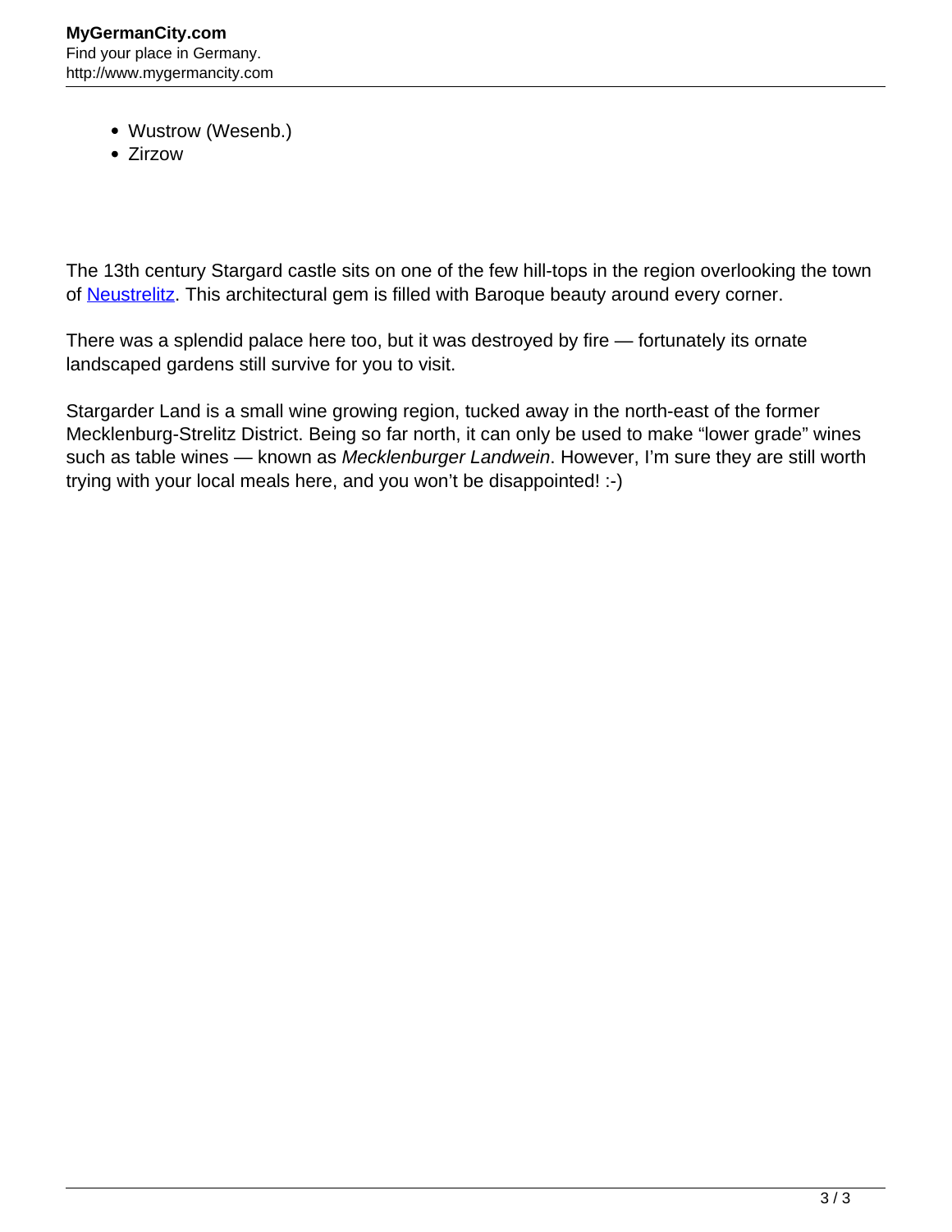- Wustrow (Wesenb.)
- Zirzow

The 13th century Stargard castle sits on one of the few hill-tops in the region overlooking the town of Neustrelitz. This architectural gem is filled with Baroque beauty around every corner.

There was a splendid palace here too, but it was destroyed by fire — fortunately its ornate landscaped gardens still survive for you to visit.

Stargarder Land is a small wine growing region, tucked away in the north-east of the former Mecklenburg-Strelitz District. Being so far north, it can only be used to make “lower grade” wines such as table wines — known as *Mecklenburger Landwein*. However, I’m sure they are still worth trying with your local meals here, and you won’t be disappointed! :-)